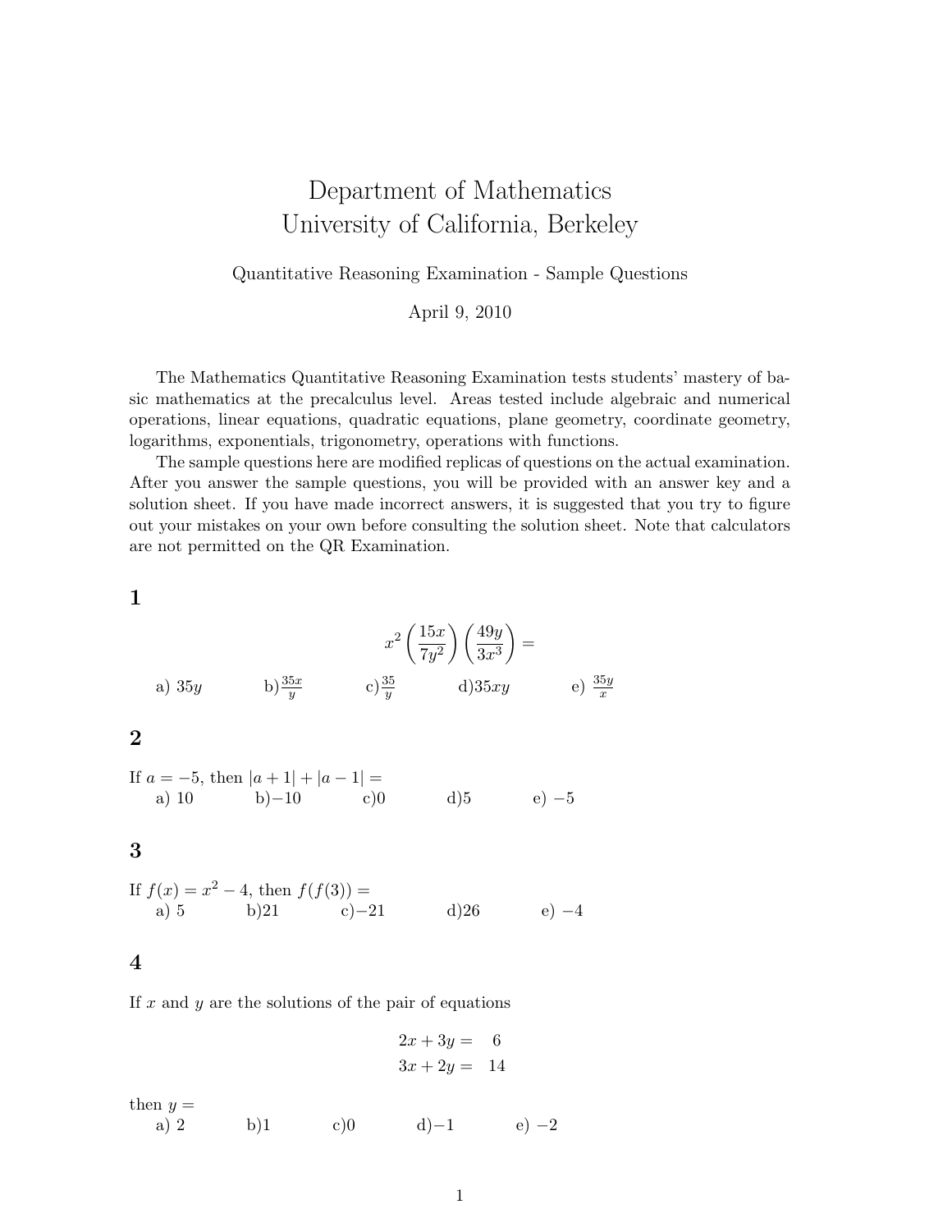# Department of Mathematics
# University of California, Berkeley

Quantitative Reasoning Examination - Sample Questions

April 9, 2010

The Mathematics Quantitative Reasoning Examination tests students' mastery of basic mathematics at the precalculus level. Areas tested include algebraic and numerical operations, linear equations, quadratic equations, plane geometry, coordinate geometry, logarithms, exponentials, trigonometry, operations with functions.

The sample questions here are modified replicas of questions on the actual examination. After you answer the sample questions, you will be provided with an answer key and a solution sheet. If you have made incorrect answers, it is suggested that you try to figure out your mistakes on your own before consulting the solution sheet. Note that calculators are not permitted on the QR Examination.

## 1

$$x^2 \left(\frac{15x}{7y^2}\right)\left(\frac{49y}{3x^3}\right) =$$

a) $35y$ b) $\frac{35x}{y}$ c) $\frac{35}{y}$ d) $35xy$ e) $\frac{35y}{x}$

## 2

If $a = -5$, then $|a+1| + |a-1| =$

a) 10 b) $-10$ c) 0 d) 5 e) $-5$

## 3

If $f(x) = x^2 - 4$, then $f(f(3)) =$

a) 5 b) 21 c) $-21$ d) 26 e) $-4$

## 4

If $x$ and $y$ are the solutions of the pair of equations

$$\begin{aligned} 2x + 3y &= 6 \\ 3x + 2y &= 14 \end{aligned}$$

then $y =$

a) 2 b) 1 c) 0 d) $-1$ e) $-2$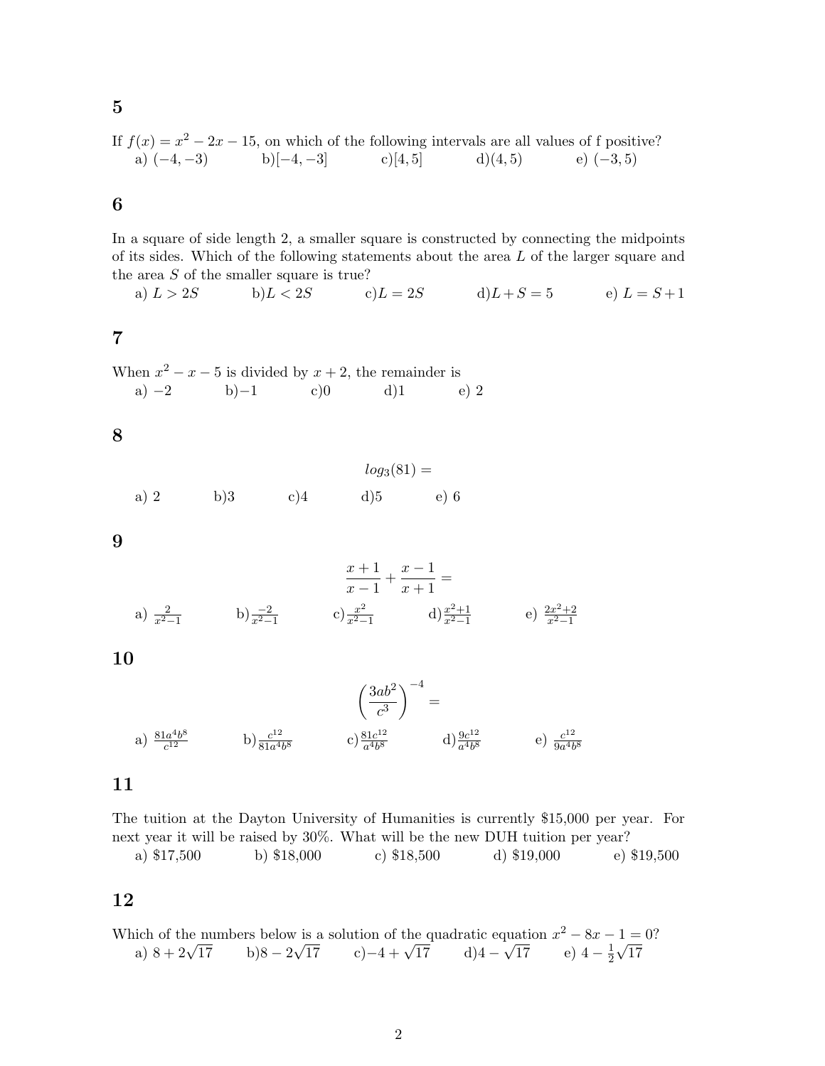### 5

If $f(x) = x^2 - 2x - 15$, on which of the following intervals are all values of f positive?

a) $(-4, -3)$ b)$[-4, -3]$ c)$[4, 5]$ d)$(4, 5)$ e) $(-3, 5)$

### 6

In a square of side length 2, a smaller square is constructed by connecting the midpoints of its sides. Which of the following statements about the area $L$ of the larger square and the area $S$ of the smaller square is true?

a) $L > 2S$ b)$L < 2S$ c)$L = 2S$ d)$L + S = 5$ e) $L = S + 1$

### 7

When $x^2 - x - 5$ is divided by $x + 2$, the remainder is

a) $-2$ b)$-1$ c)$0$ d)$1$ e) $2$

### 8

$$log_3(81) =$$

a) 2 b)3 c)4 d)5 e) 6

### 9

$$\frac{x+1}{x-1} + \frac{x-1}{x+1} =$$

a) $\frac{2}{x^2-1}$ b)$\frac{-2}{x^2-1}$ c)$\frac{x^2}{x^2-1}$ d)$\frac{x^2+1}{x^2-1}$ e) $\frac{2x^2+2}{x^2-1}$

### 10

$$\left(\frac{3ab^2}{c^3}\right)^{-4} =$$

a) $\frac{81a^4b^8}{c^{12}}$ b)$\frac{c^{12}}{81a^4b^8}$ c)$\frac{81c^{12}}{a^4b^8}$ d)$\frac{9c^{12}}{a^4b^8}$ e) $\frac{c^{12}}{9a^4b^8}$

### 11

The tuition at the Dayton University of Humanities is currently $15,000 per year. For next year it will be raised by 30%. What will be the new DUH tuition per year?

a) $17,500 b) $18,000 c) $18,500 d) $19,000 e) $19,500

### 12

Which of the numbers below is a solution of the quadratic equation $x^2 - 8x - 1 = 0$?

a) $8 + 2\sqrt{17}$ b)$8 - 2\sqrt{17}$ c)$-4 + \sqrt{17}$ d)$4 - \sqrt{17}$ e) $4 - \frac{1}{2}\sqrt{17}$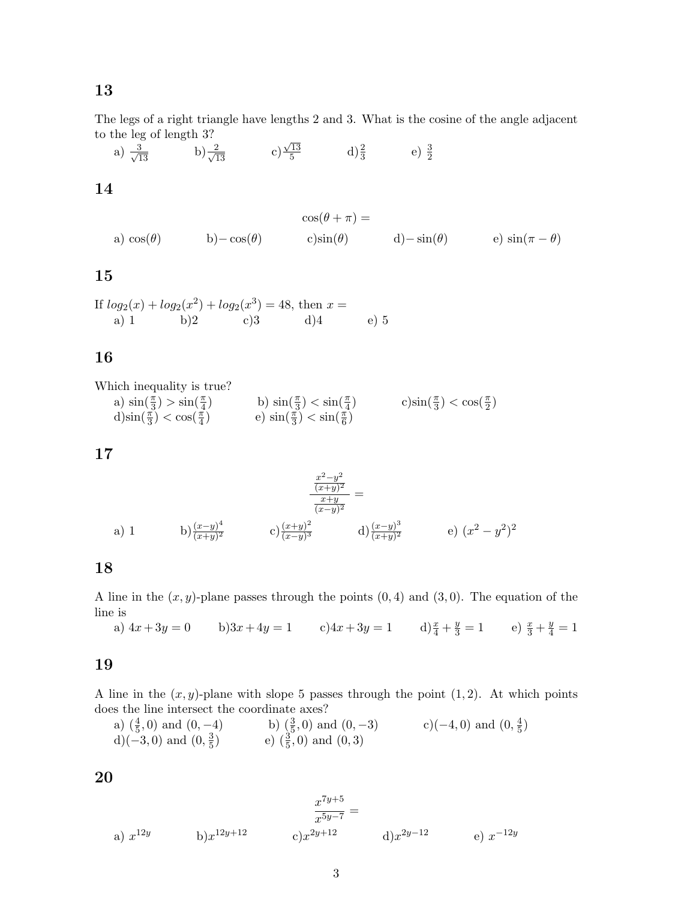## 13

The legs of a right triangle have lengths 2 and 3. What is the cosine of the angle adjacent to the leg of length 3?

a) $\frac{3}{\sqrt{13}}$ b) $\frac{2}{\sqrt{13}}$ c) $\frac{\sqrt{13}}{5}$ d) $\frac{2}{3}$ e) $\frac{3}{2}$

## 14

$$\cos(\theta + \pi) =$$

a) $\cos(\theta)$ b) $-\cos(\theta)$ c) $\sin(\theta)$ d) $-\sin(\theta)$ e) $\sin(\pi - \theta)$

## 15

If $log_2(x) + log_2(x^2) + log_2(x^3) = 48$, then $x =$

a) 1 b) 2 c) 3 d) 4 e) 5

## 16

Which inequality is true?

a) $\sin(\frac{\pi}{3}) > \sin(\frac{\pi}{4})$ b) $\sin(\frac{\pi}{3}) < \sin(\frac{\pi}{4})$ c) $\sin(\frac{\pi}{3}) < \cos(\frac{\pi}{2})$
d) $\sin(\frac{\pi}{3}) < \cos(\frac{\pi}{4})$ e) $\sin(\frac{\pi}{3}) < \sin(\frac{\pi}{6})$

## 17

$$\frac{\frac{x^2-y^2}{(x+y)^2}}{\frac{x+y}{(x-y)^2}} =$$

a) 1 b) $\frac{(x-y)^4}{(x+y)^2}$ c) $\frac{(x+y)^2}{(x-y)^3}$ d) $\frac{(x-y)^3}{(x+y)^2}$ e) $(x^2 - y^2)^2$

## 18

A line in the $(x, y)$-plane passes through the points $(0, 4)$ and $(3, 0)$. The equation of the line is

a) $4x + 3y = 0$ b) $3x + 4y = 1$ c) $4x + 3y = 1$ d) $\frac{x}{4} + \frac{y}{3} = 1$ e) $\frac{x}{3} + \frac{y}{4} = 1$

## 19

A line in the $(x, y)$-plane with slope 5 passes through the point $(1, 2)$. At which points does the line intersect the coordinate axes?

a) $(\frac{4}{5}, 0)$ and $(0, -4)$ b) $(\frac{3}{5}, 0)$ and $(0, -3)$ c) $(-4, 0)$ and $(0, \frac{4}{5})$
d) $(-3, 0)$ and $(0, \frac{3}{5})$ e) $(\frac{3}{5}, 0)$ and $(0, 3)$

## 20

$$\frac{x^{7y+5}}{x^{5y-7}} =$$

a) $x^{12y}$ b) $x^{12y+12}$ c) $x^{2y+12}$ d) $x^{2y-12}$ e) $x^{-12y}$